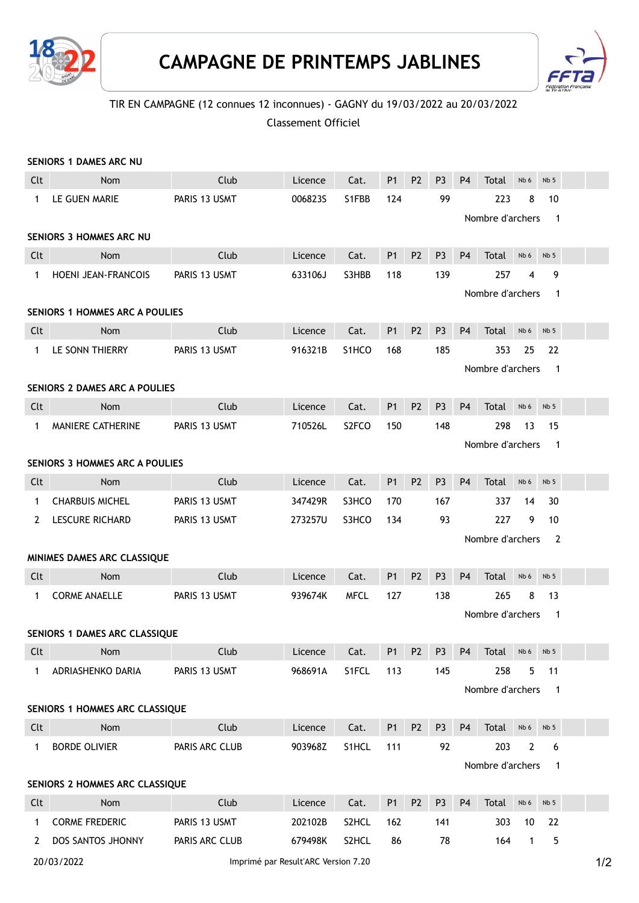# CAMPAGNE DE PRINTEMPS JABLINES

TIR EN CAMPAGNE (12 connues 12 inconnues) - GAGNY du 19/03/2022 au 20/03/2022

Classement Officiel

### SENIORS 1 DAMES ARC NU

| Clt | Nom | Club | Licence | Cat. | P1 | P2 | P3 | P4 | Total | Nb 6 | Nb 5 |
|---|---|---|---|---|---|---|---|---|---|---|---|
| 1 | LE GUEN MARIE | PARIS 13 USMT | 006823S | S1FBB | 124 | | 99 | | 223 | 8 | 10 |

Nombre d'archers 1

### SENIORS 3 HOMMES ARC NU

| Clt | Nom | Club | Licence | Cat. | P1 | P2 | P3 | P4 | Total | Nb 6 | Nb 5 |
|---|---|---|---|---|---|---|---|---|---|---|---|
| 1 | HOENI JEAN-FRANCOIS | PARIS 13 USMT | 633106J | S3HBB | 118 | | 139 | | 257 | 4 | 9 |

Nombre d'archers 1

### SENIORS 1 HOMMES ARC A POULIES

| Clt | Nom | Club | Licence | Cat. | P1 | P2 | P3 | P4 | Total | Nb 6 | Nb 5 |
|---|---|---|---|---|---|---|---|---|---|---|---|
| 1 | LE SONN THIERRY | PARIS 13 USMT | 916321B | S1HCO | 168 | | 185 | | 353 | 25 | 22 |

Nombre d'archers 1

### SENIORS 2 DAMES ARC A POULIES

| Clt | Nom | Club | Licence | Cat. | P1 | P2 | P3 | P4 | Total | Nb 6 | Nb 5 |
|---|---|---|---|---|---|---|---|---|---|---|---|
| 1 | MANIERE CATHERINE | PARIS 13 USMT | 710526L | S2FCO | 150 | | 148 | | 298 | 13 | 15 |

Nombre d'archers 1

### SENIORS 3 HOMMES ARC A POULIES

| Clt | Nom | Club | Licence | Cat. | P1 | P2 | P3 | P4 | Total | Nb 6 | Nb 5 |
|---|---|---|---|---|---|---|---|---|---|---|---|
| 1 | CHARBUIS MICHEL | PARIS 13 USMT | 347429R | S3HCO | 170 | | 167 | | 337 | 14 | 30 |
| 2 | LESCURE RICHARD | PARIS 13 USMT | 273257U | S3HCO | 134 | | 93 | | 227 | 9 | 10 |

Nombre d'archers 2

### MINIMES DAMES ARC CLASSIQUE

| Clt | Nom | Club | Licence | Cat. | P1 | P2 | P3 | P4 | Total | Nb 6 | Nb 5 |
|---|---|---|---|---|---|---|---|---|---|---|---|
| 1 | CORME ANAELLE | PARIS 13 USMT | 939674K | MFCL | 127 | | 138 | | 265 | 8 | 13 |

Nombre d'archers 1

### SENIORS 1 DAMES ARC CLASSIQUE

| Clt | Nom | Club | Licence | Cat. | P1 | P2 | P3 | P4 | Total | Nb 6 | Nb 5 |
|---|---|---|---|---|---|---|---|---|---|---|---|
| 1 | ADRIASHENKO DARIA | PARIS 13 USMT | 968691A | S1FCL | 113 | | 145 | | 258 | 5 | 11 |

Nombre d'archers 1

### SENIORS 1 HOMMES ARC CLASSIQUE

| Clt | Nom | Club | Licence | Cat. | P1 | P2 | P3 | P4 | Total | Nb 6 | Nb 5 |
|---|---|---|---|---|---|---|---|---|---|---|---|
| 1 | BORDE OLIVIER | PARIS ARC CLUB | 903968Z | S1HCL | 111 | | 92 | | 203 | 2 | 6 |

Nombre d'archers 1

### SENIORS 2 HOMMES ARC CLASSIQUE

| Clt | Nom | Club | Licence | Cat. | P1 | P2 | P3 | P4 | Total | Nb 6 | Nb 5 |
|---|---|---|---|---|---|---|---|---|---|---|---|
| 1 | CORME FREDERIC | PARIS 13 USMT | 202102B | S2HCL | 162 | | 141 | | 303 | 10 | 22 |
| 2 | DOS SANTOS JHONNY | PARIS ARC CLUB | 679498K | S2HCL | 86 | | 78 | | 164 | 1 | 5 |

20/03/2022 Imprimé par Result'ARC Version 7.20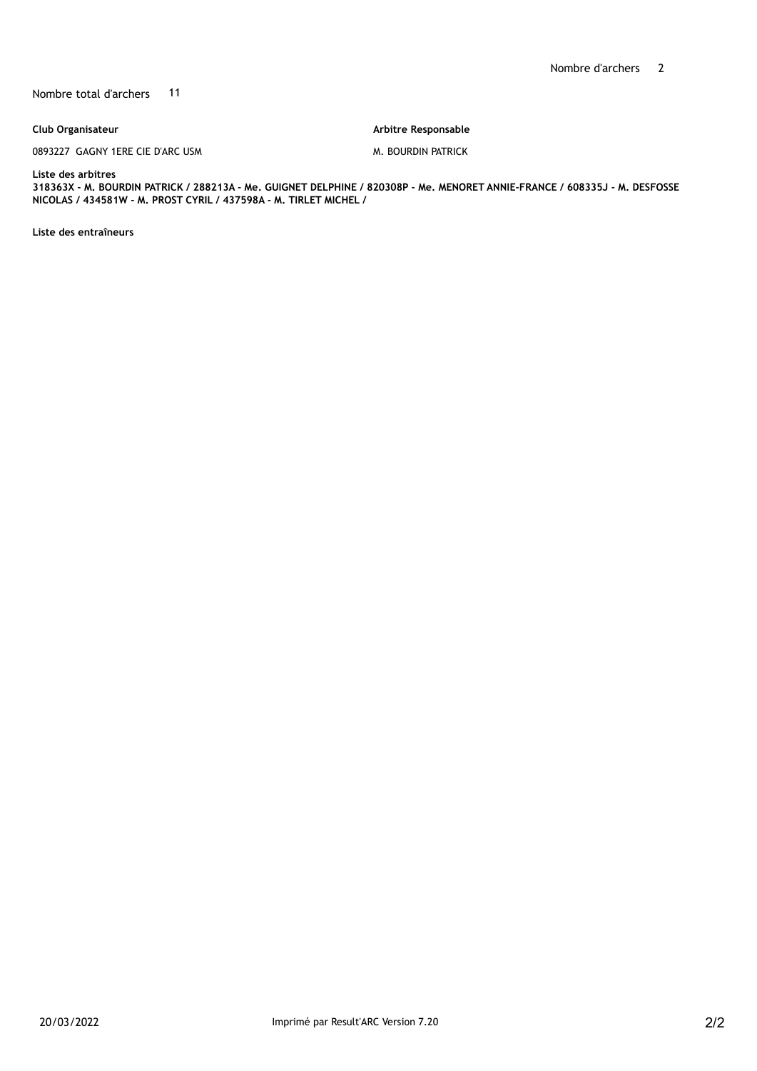Nombre d'archers 2

Nombre total d'archers 11

**Club Organisateur**

0893227 GAGNY 1ERE CIE D'ARC USM

**Arbitre Responsable**

M. BOURDIN PATRICK

**Liste des arbitres**

**318363X - M. BOURDIN PATRICK / 288213A - Me. GUIGNET DELPHINE / 820308P - Me. MENORET ANNIE-FRANCE / 608335J - M. DESFOSSE NICOLAS / 434581W - M. PROST CYRIL / 437598A - M. TIRLET MICHEL /**

**Liste des entraîneurs**

20/03/2022 Imprimé par Result'ARC Version 7.20